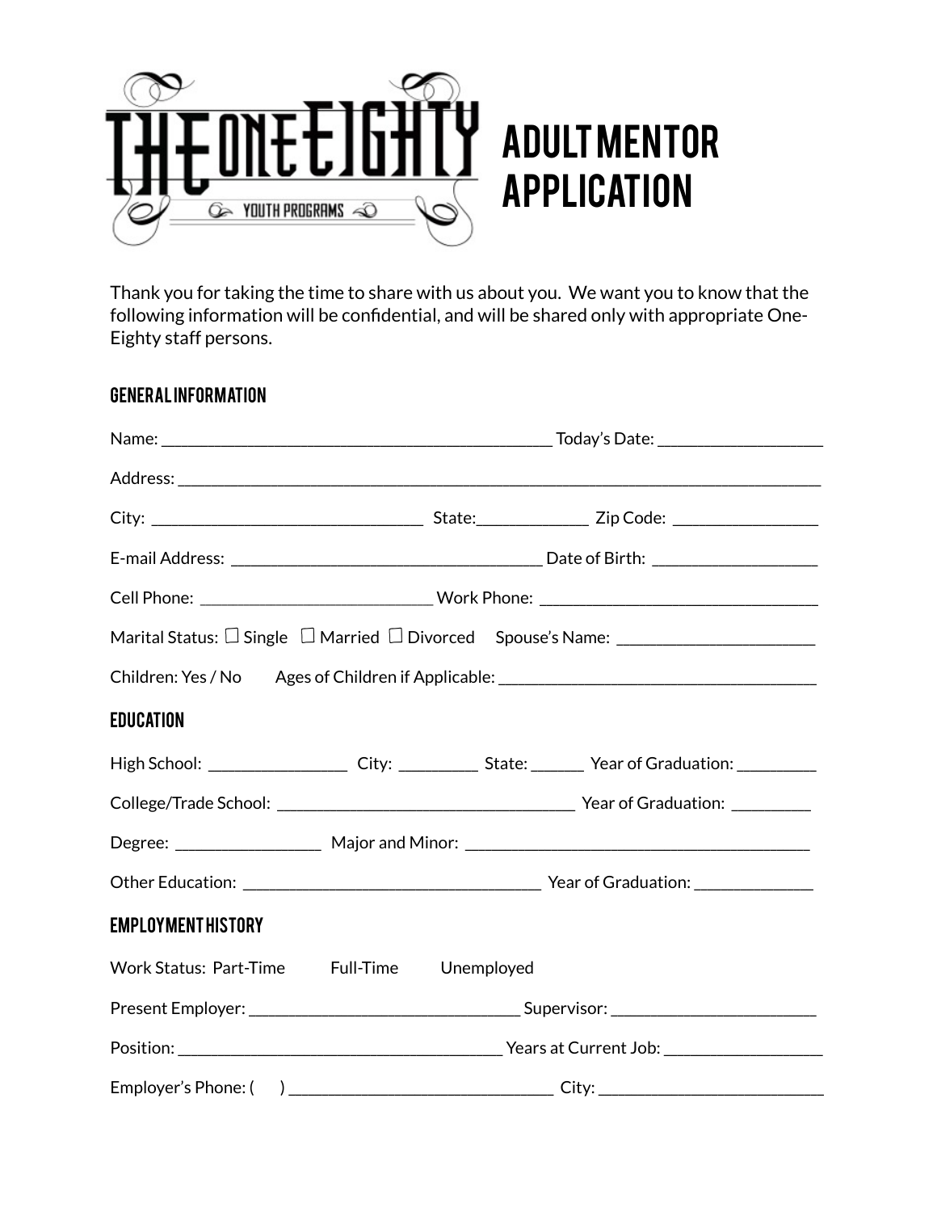# THE ONE EIGHTY YOUTH PROGRAMS

# ADULT MENTOR APPLICATION

Thank you for taking the time to share with us about you. We want you to know that the following information will be confidential, and will be shared only with appropriate One-Eighty staff persons.

## GENERAL INFORMATION

Name: _______________________________________________ Today's Date: ___________________

Address: _______________________________________________________________________________

City: ________________________________ State:_____________ Zip Code: _________________

E-mail Address: _____________________________________ Date of Birth: ___________________

Cell Phone: ___________________________ Work Phone: _________________________________

Marital Status: ☐ Single ☐ Married ☐ Divorced Spouse's Name: _______________________

Children: Yes / No Ages of Children if Applicable: ______________________________________

## EDUCATION

High School: ________________ City: _________ State: ______ Year of Graduation: _________

College/Trade School: ___________________________________ Year of Graduation: _________

Degree: _________________ Major and Minor: _________________________________________

Other Education: ___________________________________ Year of Graduation: ______________

## EMPLOYMENT HISTORY

Work Status: Part-Time Full-Time Unemployed

Present Employer: ________________________________ Supervisor: ________________________

Position: _______________________________________ Years at Current Job: __________________

Employer's Phone: ( ) _______________________________ City: __________________________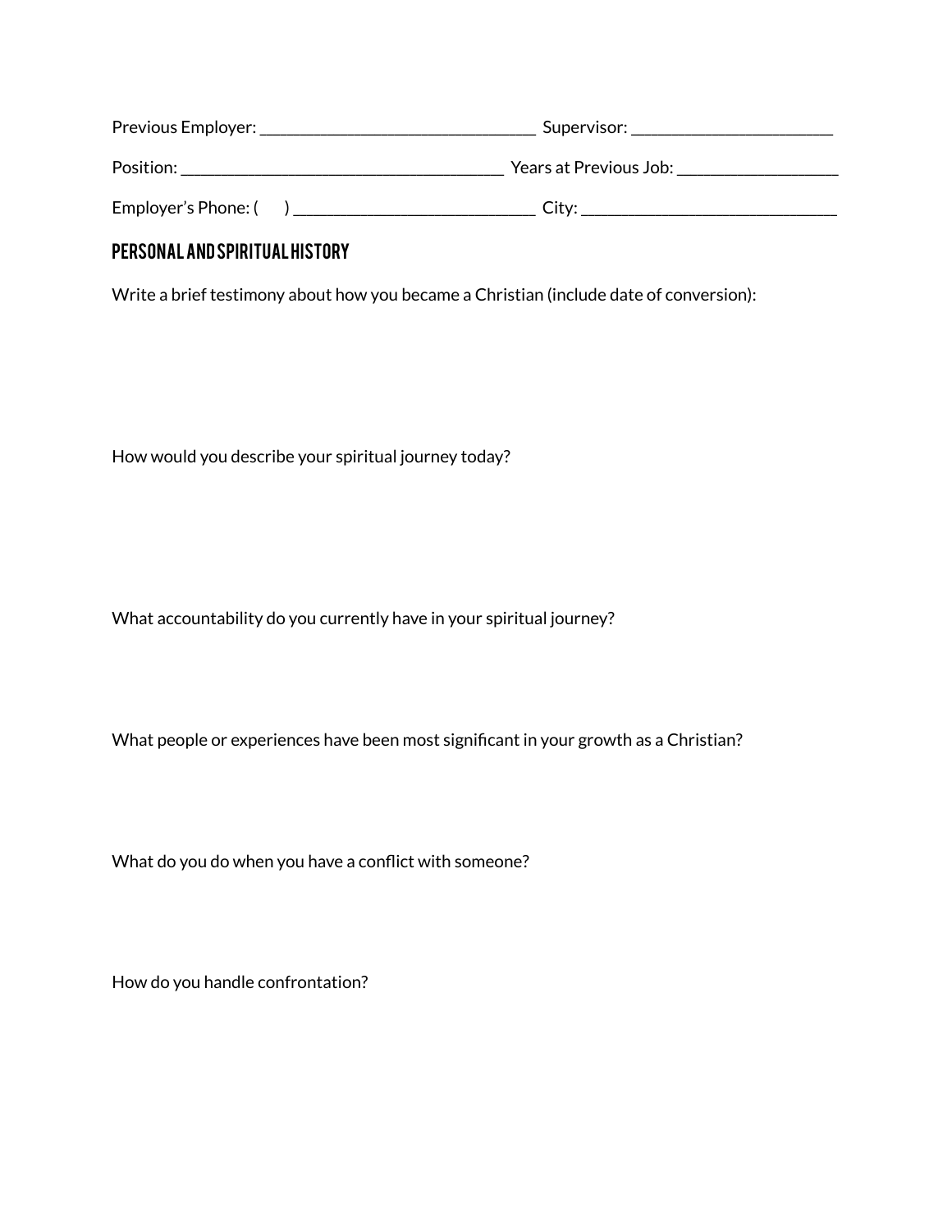Previous Employer: ________________________________ Supervisor: _______________________

Position: ______________________________________ Years at Previous Job: __________________

Employer's Phone: (      ) ____________________________ City: ______________________________

## PERSONAL AND SPIRITUAL HISTORY

Write a brief testimony about how you became a Christian (include date of conversion):

How would you describe your spiritual journey today?

What accountability do you currently have in your spiritual journey?

What people or experiences have been most significant in your growth as a Christian?

What do you do when you have a conflict with someone?

How do you handle confrontation?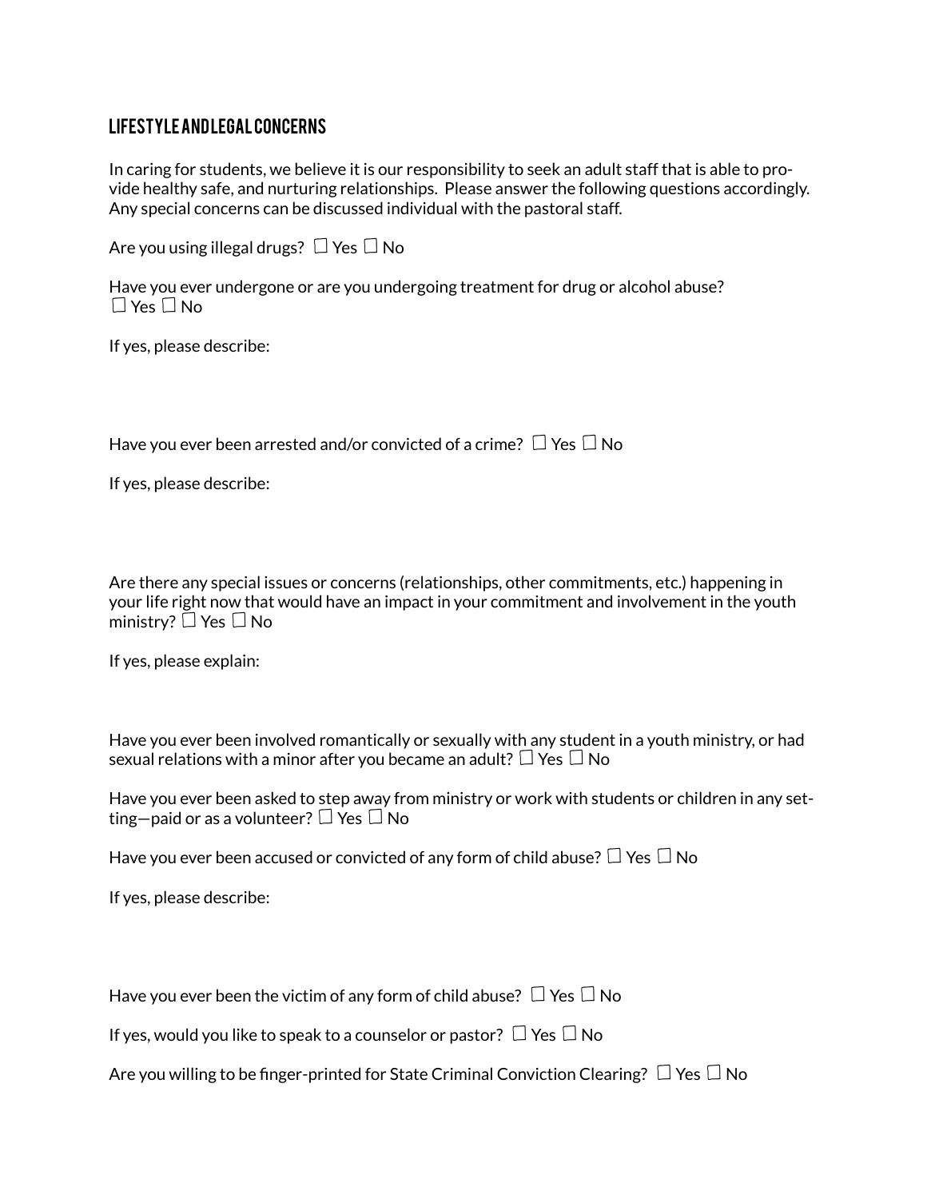## LIFESTYLE AND LEGAL CONCERNS

In caring for students, we believe it is our responsibility to seek an adult staff that is able to provide healthy safe, and nurturing relationships. Please answer the following questions accordingly. Any special concerns can be discussed individual with the pastoral staff.

Are you using illegal drugs? ☐ Yes ☐ No

Have you ever undergone or are you undergoing treatment for drug or alcohol abuse?
☐ Yes ☐ No

If yes, please describe:

Have you ever been arrested and/or convicted of a crime? ☐ Yes ☐ No

If yes, please describe:

Are there any special issues or concerns (relationships, other commitments, etc.) happening in your life right now that would have an impact in your commitment and involvement in the youth ministry? ☐ Yes ☐ No

If yes, please explain:

Have you ever been involved romantically or sexually with any student in a youth ministry, or had sexual relations with a minor after you became an adult? ☐ Yes ☐ No

Have you ever been asked to step away from ministry or work with students or children in any setting—paid or as a volunteer? ☐ Yes ☐ No

Have you ever been accused or convicted of any form of child abuse? ☐ Yes ☐ No

If yes, please describe:

Have you ever been the victim of any form of child abuse? ☐ Yes ☐ No

If yes, would you like to speak to a counselor or pastor? ☐ Yes ☐ No

Are you willing to be finger-printed for State Criminal Conviction Clearing? ☐ Yes ☐ No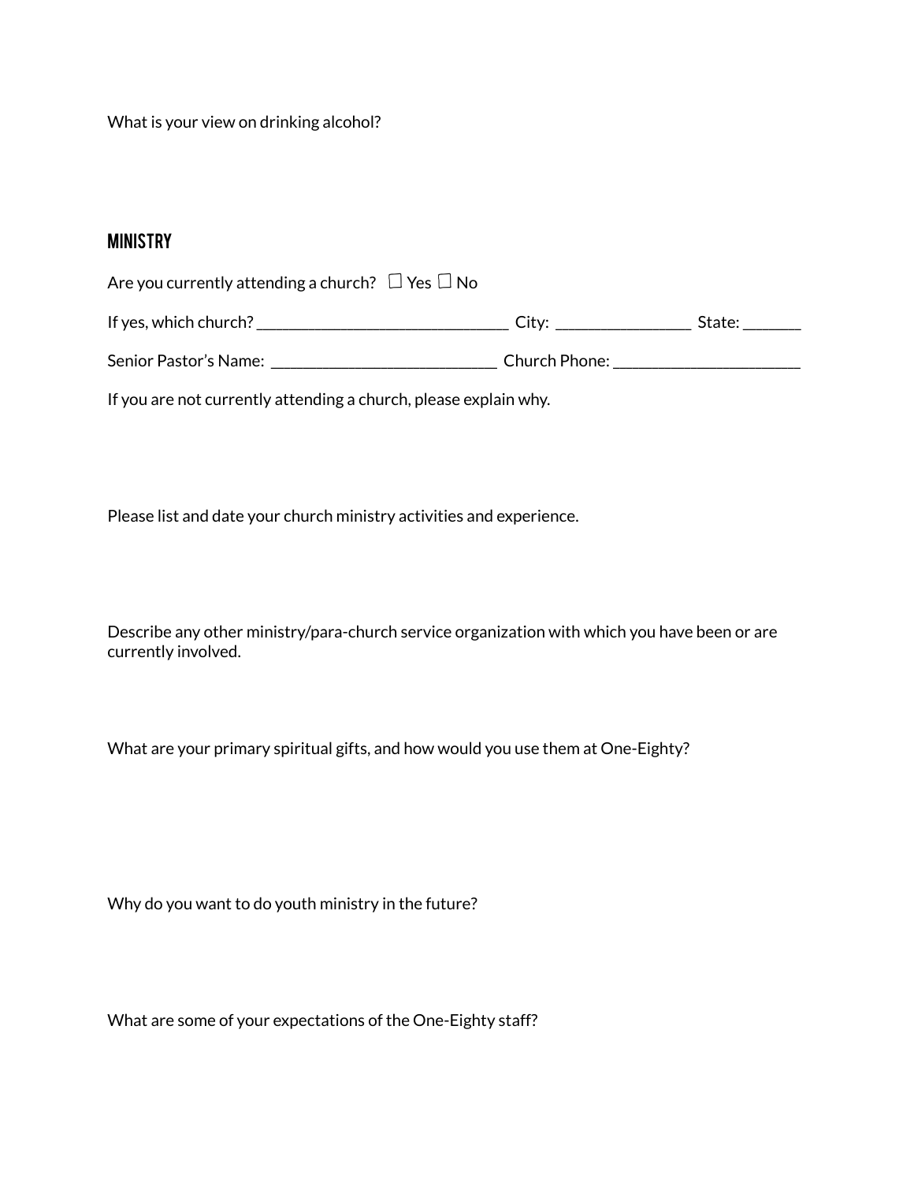What is your view on drinking alcohol?

## MINISTRY

Are you currently attending a church? ☐ Yes ☐ No

If yes, which church? _______________________________ City: _________________ State: _______

Senior Pastor's Name: ____________________________ Church Phone: _______________________

If you are not currently attending a church, please explain why.

Please list and date your church ministry activities and experience.

Describe any other ministry/para-church service organization with which you have been or are currently involved.

What are your primary spiritual gifts, and how would you use them at One-Eighty?

Why do you want to do youth ministry in the future?

What are some of your expectations of the One-Eighty staff?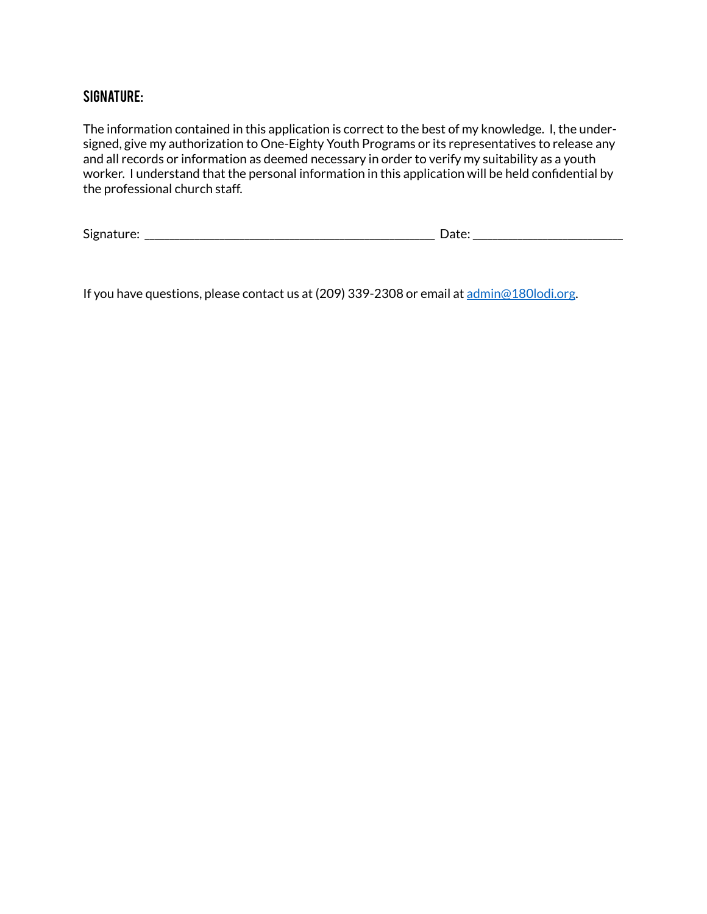## SIGNATURE:

The information contained in this application is correct to the best of my knowledge. I, the undersigned, give my authorization to One-Eighty Youth Programs or its representatives to release any and all records or information as deemed necessary in order to verify my suitability as a youth worker. I understand that the personal information in this application will be held confidential by the professional church staff.

Signature: _______________________________________________ Date: _______________________

If you have questions, please contact us at (209) 339-2308 or email at admin@180lodi.org.